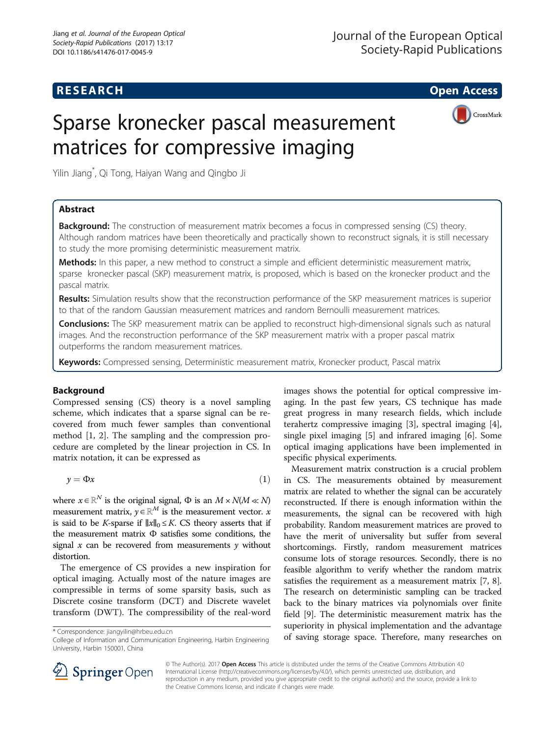RESEARCH Open Access

# Sparse kronecker pascal measurement matrices for compressive imaging

Yilin Jiang*, Qi Tong, Haiyan Wang and Qingbo Ji

## Abstract

**Background:** The construction of measurement matrix becomes a focus in compressed sensing (CS) theory. Although random matrices have been theoretically and practically shown to reconstruct signals, it is still necessary to study the more promising deterministic measurement matrix.

**Methods:** In this paper, a new method to construct a simple and efficient deterministic measurement matrix, sparse kronecker pascal (SKP) measurement matrix, is proposed, which is based on the kronecker product and the pascal matrix.

**Results:** Simulation results show that the reconstruction performance of the SKP measurement matrices is superior to that of the random Gaussian measurement matrices and random Bernoulli measurement matrices.

**Conclusions:** The SKP measurement matrix can be applied to reconstruct high-dimensional signals such as natural images. And the reconstruction performance of the SKP measurement matrix with a proper pascal matrix outperforms the random measurement matrices.

**Keywords:** Compressed sensing, Deterministic measurement matrix, Kronecker product, Pascal matrix

## Background

Compressed sensing (CS) theory is a novel sampling scheme, which indicates that a sparse signal can be recovered from much fewer samples than conventional method [1, 2]. The sampling and the compression procedure are completed by the linear projection in CS. In matrix notation, it can be expressed as

$$y = \Phi x \tag{1}$$

where $x \in \mathbb{R}^N$ is the original signal, $\Phi$ is an $M \times N (M \ll N)$ measurement matrix, $y \in \mathbb{R}^M$ is the measurement vector. $x$ is said to be $K$-sparse if $\|x\|_0 \leq K$. CS theory asserts that if the measurement matrix $\Phi$ satisfies some conditions, the signal $x$ can be recovered from measurements $y$ without distortion.

The emergence of CS provides a new inspiration for optical imaging. Actually most of the nature images are compressible in terms of some sparsity basis, such as Discrete cosine transform (DCT) and Discrete wavelet transform (DWT). The compressibility of the real-word images shows the potential for optical compressive imaging. In the past few years, CS technique has made great progress in many research fields, which include terahertz compressive imaging [3], spectral imaging [4], single pixel imaging [5] and infrared imaging [6]. Some optical imaging applications have been implemented in specific physical experiments.

Measurement matrix construction is a crucial problem in CS. The measurements obtained by measurement matrix are related to whether the signal can be accurately reconstructed. If there is enough information within the measurements, the signal can be recovered with high probability. Random measurement matrices are proved to have the merit of universality but suffer from several shortcomings. Firstly, random measurement matrices consume lots of storage resources. Secondly, there is no feasible algorithm to verify whether the random matrix satisfies the requirement as a measurement matrix [7, 8]. The research on deterministic sampling can be tracked back to the binary matrices via polynomials over finite field [9]. The deterministic measurement matrix has the superiority in physical implementation and the advantage of saving storage space. Therefore, many researches on

\* Correspondence: jiangyilin@hrbeu.edu.cn
College of Information and Communication Engineering, Harbin Engineering University, Harbin 150001, China

© The Author(s). 2017 **Open Access** This article is distributed under the terms of the Creative Commons Attribution 4.0 International License (http://creativecommons.org/licenses/by/4.0/), which permits unrestricted use, distribution, and reproduction in any medium, provided you give appropriate credit to the original author(s) and the source, provide a link to the Creative Commons license, and indicate if changes were made.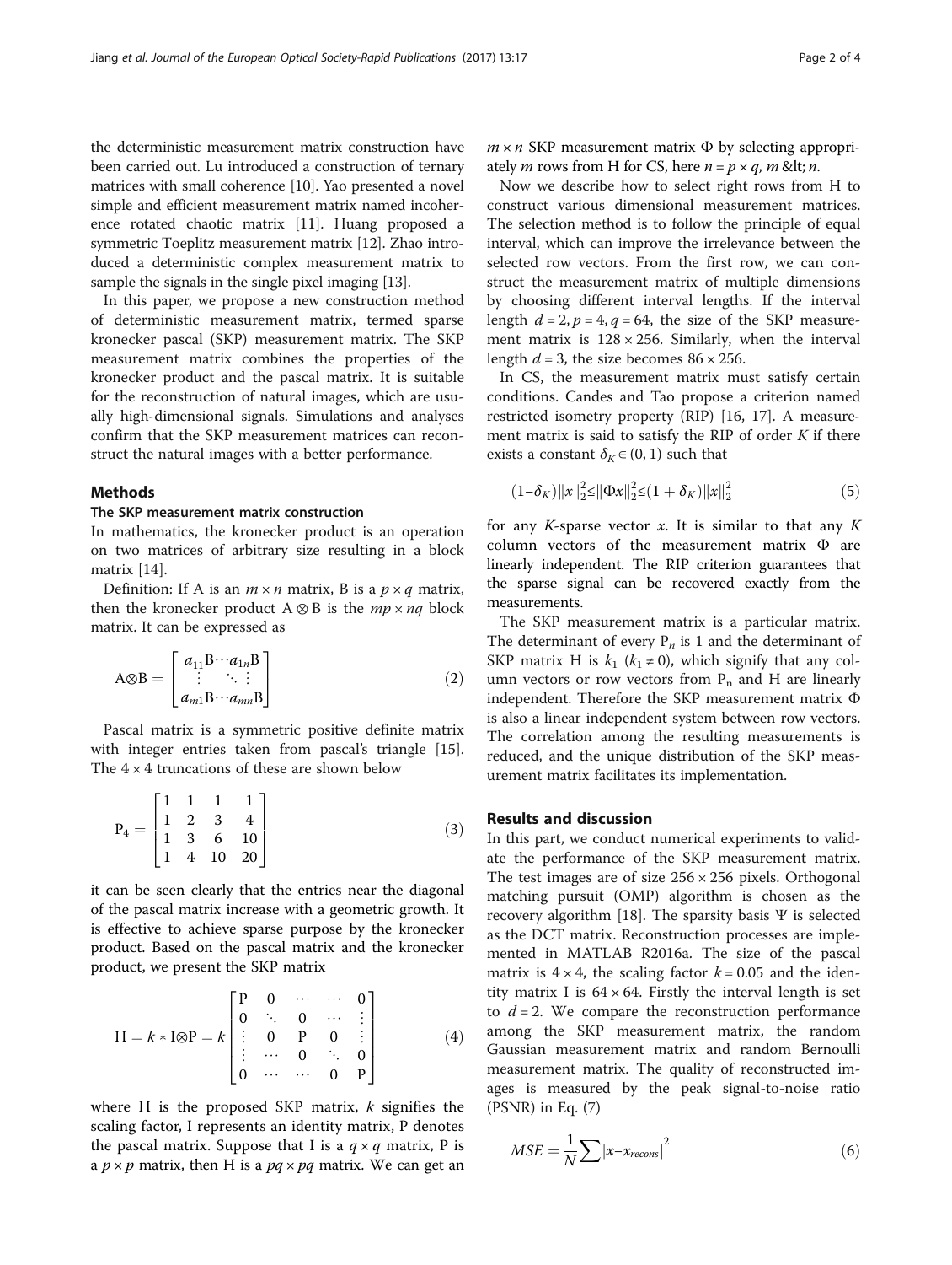the deterministic measurement matrix construction have been carried out. Lu introduced a construction of ternary matrices with small coherence [10]. Yao presented a novel simple and efficient measurement matrix named incoherence rotated chaotic matrix [11]. Huang proposed a symmetric Toeplitz measurement matrix [12]. Zhao introduced a deterministic complex measurement matrix to sample the signals in the single pixel imaging [13].

In this paper, we propose a new construction method of deterministic measurement matrix, termed sparse kronecker pascal (SKP) measurement matrix. The SKP measurement matrix combines the properties of the kronecker product and the pascal matrix. It is suitable for the reconstruction of natural images, which are usually high-dimensional signals. Simulations and analyses confirm that the SKP measurement matrices can reconstruct the natural images with a better performance.

## Methods

### The SKP measurement matrix construction

In mathematics, the kronecker product is an operation on two matrices of arbitrary size resulting in a block matrix [14].

Definition: If A is an $m \times n$ matrix, B is a $p \times q$ matrix, then the kronecker product $A \otimes B$ is the $mp \times nq$ block matrix. It can be expressed as

$$A \otimes B = \begin{bmatrix} a_{11}B \cdots a_{1n}B \\ \vdots \quad \ddots \quad \vdots \\ a_{m1}B \cdots a_{mn}B \end{bmatrix} \tag{2}$$

Pascal matrix is a symmetric positive definite matrix with integer entries taken from pascal's triangle [15]. The $4 \times 4$ truncations of these are shown below

$$P_4 = \begin{bmatrix} 1 & 1 & 1 & 1 \\ 1 & 2 & 3 & 4 \\ 1 & 3 & 6 & 10 \\ 1 & 4 & 10 & 20 \end{bmatrix} \tag{3}$$

it can be seen clearly that the entries near the diagonal of the pascal matrix increase with a geometric growth. It is effective to achieve sparse purpose by the kronecker product. Based on the pascal matrix and the kronecker product, we present the SKP matrix

$$H = k * I \otimes P = k \begin{bmatrix} P & 0 & \cdots & \cdots & 0 \\ 0 & \ddots & 0 & \cdots & \vdots \\ \vdots & 0 & P & 0 & \vdots \\ \vdots & \cdots & 0 & \ddots & 0 \\ 0 & \cdots & \cdots & 0 & P \end{bmatrix} \tag{4}$$

where H is the proposed SKP matrix, $k$ signifies the scaling factor, I represents an identity matrix, P denotes the pascal matrix. Suppose that I is a $q \times q$ matrix, P is a $p \times p$ matrix, then H is a $pq \times pq$ matrix. We can get an $m \times n$ SKP measurement matrix $\Phi$ by selecting appropriately $m$ rows from H for CS, here $n = p \times q$, $m$ &lt; $n$.

Now we describe how to select right rows from H to construct various dimensional measurement matrices. The selection method is to follow the principle of equal interval, which can improve the irrelevance between the selected row vectors. From the first row, we can construct the measurement matrix of multiple dimensions by choosing different interval lengths. If the interval length $d = 2$, $p = 4$, $q = 64$, the size of the SKP measurement matrix is $128 \times 256$. Similarly, when the interval length $d = 3$, the size becomes $86 \times 256$.

In CS, the measurement matrix must satisfy certain conditions. Candes and Tao propose a criterion named restricted isometry property (RIP) [16, 17]. A measurement matrix is said to satisfy the RIP of order $K$ if there exists a constant $\delta_K \in (0, 1)$ such that

$$(1-\delta_K)\|x\|_2^2 \leq \|\Phi x\|_2^2 \leq (1+\delta_K)\|x\|_2^2 \tag{5}$$

for any $K$-sparse vector $x$. It is similar to that any $K$ column vectors of the measurement matrix $\Phi$ are linearly independent. The RIP criterion guarantees that the sparse signal can be recovered exactly from the measurements.

The SKP measurement matrix is a particular matrix. The determinant of every $P_n$ is 1 and the determinant of SKP matrix H is $k_1$ ($k_1 \neq 0$), which signify that any column vectors or row vectors from $P_n$ and H are linearly independent. Therefore the SKP measurement matrix $\Phi$ is also a linear independent system between row vectors. The correlation among the resulting measurements is reduced, and the unique distribution of the SKP measurement matrix facilitates its implementation.

## Results and discussion

In this part, we conduct numerical experiments to validate the performance of the SKP measurement matrix. The test images are of size $256 \times 256$ pixels. Orthogonal matching pursuit (OMP) algorithm is chosen as the recovery algorithm [18]. The sparsity basis $\Psi$ is selected as the DCT matrix. Reconstruction processes are implemented in MATLAB R2016a. The size of the pascal matrix is $4 \times 4$, the scaling factor $k = 0.05$ and the identity matrix I is $64 \times 64$. Firstly the interval length is set to $d = 2$. We compare the reconstruction performance among the SKP measurement matrix, the random Gaussian measurement matrix and random Bernoulli measurement matrix. The quality of reconstructed images is measured by the peak signal-to-noise ratio (PSNR) in Eq. (7)

$$MSE = \frac{1}{N} \sum |x - x_{recons}|^2 \tag{6}$$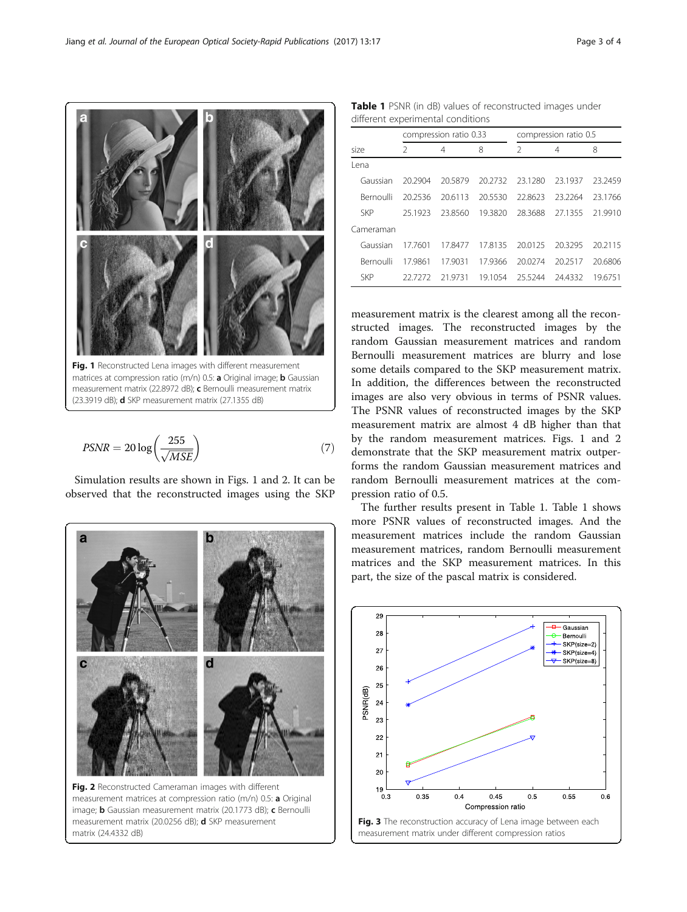Fig. 1 Reconstructed Lena images with different measurement matrices at compression ratio (m/n) 0.5: **a** Original image; **b** Gaussian measurement matrix (22.8972 dB); **c** Bernoulli measurement matrix (23.3919 dB); **d** SKP measurement matrix (27.1355 dB)

$$PSNR = 20\log\left(\frac{255}{\sqrt{MSE}}\right) \tag{7}$$

Simulation results are shown in Figs. 1 and 2. It can be observed that the reconstructed images using the SKP measurement matrix is the clearest among all the reconstructed images. The reconstructed images by the random Gaussian measurement matrices and random Bernoulli measurement matrices are blurry and lose some details compared to the SKP measurement matrix. In addition, the differences between the reconstructed images are also very obvious in terms of PSNR values. The PSNR values of reconstructed images by the SKP measurement matrix are almost 4 dB higher than that by the random measurement matrices. Figs. 1 and 2 demonstrate that the SKP measurement matrix outperforms the random Gaussian measurement matrices and random Bernoulli measurement matrices at the compression ratio of 0.5.

Fig. 2 Reconstructed Cameraman images with different measurement matrices at compression ratio (m/n) 0.5: **a** Original image; **b** Gaussian measurement matrix (20.1773 dB); **c** Bernoulli measurement matrix (20.0256 dB); **d** SKP measurement matrix (24.4332 dB)

**Table 1** PSNR (in dB) values of reconstructed images under different experimental conditions

| | compression ratio 0.33 | | | compression ratio 0.5 | | |
|---|---|---|---|---|---|---|
| size | 2 | 4 | 8 | 2 | 4 | 8 |
| Lena | | | | | | |
| Gaussian | 20.2904 | 20.5879 | 20.2732 | 23.1280 | 23.1937 | 23.2459 |
| Bernoulli | 20.2536 | 20.6113 | 20.5530 | 22.8623 | 23.2264 | 23.1766 |
| SKP | 25.1923 | 23.8560 | 19.3820 | 28.3688 | 27.1355 | 21.9910 |
| Cameraman | | | | | | |
| Gaussian | 17.7601 | 17.8477 | 17.8135 | 20.0125 | 20.3295 | 20.2115 |
| Bernoulli | 17.9861 | 17.9031 | 17.9366 | 20.0274 | 20.2517 | 20.6806 |
| SKP | 22.7272 | 21.9731 | 19.1054 | 25.5244 | 24.4332 | 19.6751 |

The further results present in Table 1. Table 1 shows more PSNR values of reconstructed images. And the measurement matrices include the random Gaussian measurement matrices, random Bernoulli measurement matrices and the SKP measurement matrices. In this part, the size of the pascal matrix is considered.

Fig. 3 The reconstruction accuracy of Lena image between each measurement matrix under different compression ratios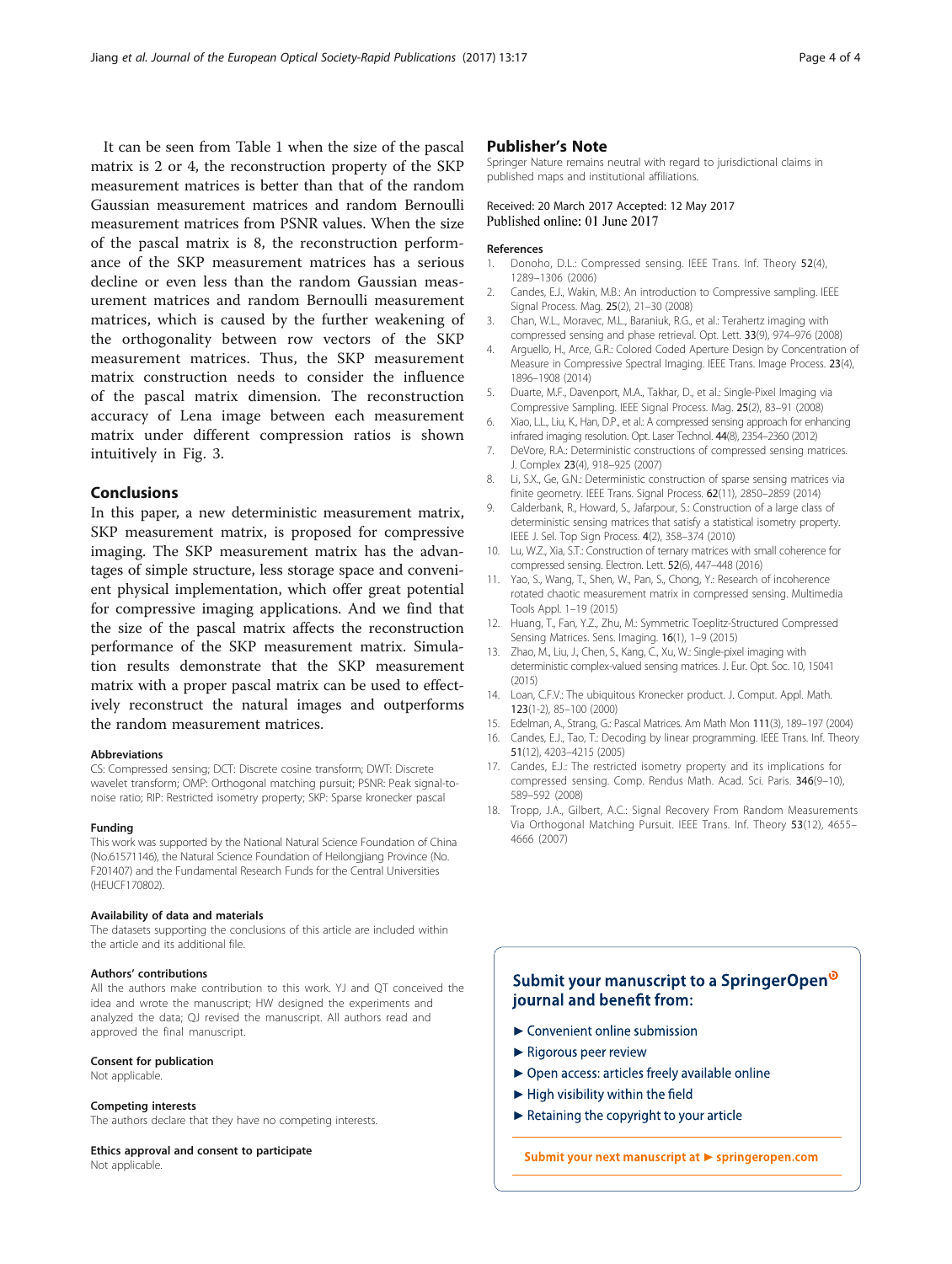It can be seen from Table 1 when the size of the pascal matrix is 2 or 4, the reconstruction property of the SKP measurement matrices is better than that of the random Gaussian measurement matrices and random Bernoulli measurement matrices from PSNR values. When the size of the pascal matrix is 8, the reconstruction performance of the SKP measurement matrices has a serious decline or even less than the random Gaussian measurement matrices and random Bernoulli measurement matrices, which is caused by the further weakening of the orthogonality between row vectors of the SKP measurement matrices. Thus, the SKP measurement matrix construction needs to consider the influence of the pascal matrix dimension. The reconstruction accuracy of Lena image between each measurement matrix under different compression ratios is shown intuitively in Fig. 3.

## Conclusions

In this paper, a new deterministic measurement matrix, SKP measurement matrix, is proposed for compressive imaging. The SKP measurement matrix has the advantages of simple structure, less storage space and convenient physical implementation, which offer great potential for compressive imaging applications. And we find that the size of the pascal matrix affects the reconstruction performance of the SKP measurement matrix. Simulation results demonstrate that the SKP measurement matrix with a proper pascal matrix can be used to effectively reconstruct the natural images and outperforms the random measurement matrices.

### Abbreviations

CS: Compressed sensing; DCT: Discrete cosine transform; DWT: Discrete wavelet transform; OMP: Orthogonal matching pursuit; PSNR: Peak signal-to-noise ratio; RIP: Restricted isometry property; SKP: Sparse kronecker pascal

### Funding

This work was supported by the National Natural Science Foundation of China (No.61571146), the Natural Science Foundation of Heilongjiang Province (No. F201407) and the Fundamental Research Funds for the Central Universities (HEUCF170802).

### Availability of data and materials

The datasets supporting the conclusions of this article are included within the article and its additional file.

### Authors' contributions

All the authors make contribution to this work. YJ and QT conceived the idea and wrote the manuscript; HW designed the experiments and analyzed the data; QJ revised the manuscript. All authors read and approved the final manuscript.

### Consent for publication

Not applicable.

### Competing interests

The authors declare that they have no competing interests.

### Ethics approval and consent to participate

Not applicable.

## Publisher's Note

Springer Nature remains neutral with regard to jurisdictional claims in published maps and institutional affiliations.

Received: 20 March 2017 Accepted: 12 May 2017
Published online: 01 June 2017

### References

1. Donoho, D.L.: Compressed sensing. IEEE Trans. Inf. Theory **52**(4), 1289–1306 (2006)
2. Candes, E.J., Wakin, M.B.: An introduction to Compressive sampling. IEEE Signal Process. Mag. **25**(2), 21–30 (2008)
3. Chan, W.L., Moravec, M.L., Baraniuk, R.G., et al.: Terahertz imaging with compressed sensing and phase retrieval. Opt. Lett. **33**(9), 974–976 (2008)
4. Arguello, H., Arce, G.R.: Colored Coded Aperture Design by Concentration of Measure in Compressive Spectral Imaging. IEEE Trans. Image Process. **23**(4), 1896–1908 (2014)
5. Duarte, M.F., Davenport, M.A., Takhar, D., et al.: Single-Pixel Imaging via Compressive Sampling. IEEE Signal Process. Mag. **25**(2), 83–91 (2008)
6. Xiao, L.L., Liu, K., Han, D.P., et al.: A compressed sensing approach for enhancing infrared imaging resolution. Opt. Laser Technol. **44**(8), 2354–2360 (2012)
7. DeVore, R.A.: Deterministic constructions of compressed sensing matrices. J. Complex **23**(4), 918–925 (2007)
8. Li, S.X., Ge, G.N.: Deterministic construction of sparse sensing matrices via finite geometry. IEEE Trans. Signal Process. **62**(11), 2850–2859 (2014)
9. Calderbank, R., Howard, S., Jafarpour, S.: Construction of a large class of deterministic sensing matrices that satisfy a statistical isometry property. IEEE J. Sel. Top Sign Process. **4**(2), 358–374 (2010)
10. Lu, W.Z., Xia, S.T.: Construction of ternary matrices with small coherence for compressed sensing. Electron. Lett. **52**(6), 447–448 (2016)
11. Yao, S., Wang, T., Shen, W., Pan, S., Chong, Y.: Research of incoherence rotated chaotic measurement matrix in compressed sensing. Multimedia Tools Appl. 1–19 (2015)
12. Huang, T., Fan, Y.Z., Zhu, M.: Symmetric Toeplitz-Structured Compressed Sensing Matrices. Sens. Imaging. **16**(1), 1–9 (2015)
13. Zhao, M., Liu, J., Chen, S., Kang, C., Xu, W.: Single-pixel imaging with deterministic complex-valued sensing matrices. J. Eur. Opt. Soc. 10, 15041 (2015)
14. Loan, C.F.V.: The ubiquitous Kronecker product. J. Comput. Appl. Math. **123**(1-2), 85–100 (2000)
15. Edelman, A., Strang, G.: Pascal Matrices. Am Math Mon **111**(3), 189–197 (2004)
16. Candes, E.J., Tao, T.: Decoding by linear programming. IEEE Trans. Inf. Theory **51**(12), 4203–4215 (2005)
17. Candes, E.J.: The restricted isometry property and its implications for compressed sensing. Comp. Rendus Math. Acad. Sci. Paris. **346**(9–10), 589–592 (2008)
18. Tropp, J.A., Gilbert, A.C.: Signal Recovery From Random Measurements Via Orthogonal Matching Pursuit. IEEE Trans. Inf. Theory **53**(12), 4655–4666 (2007)